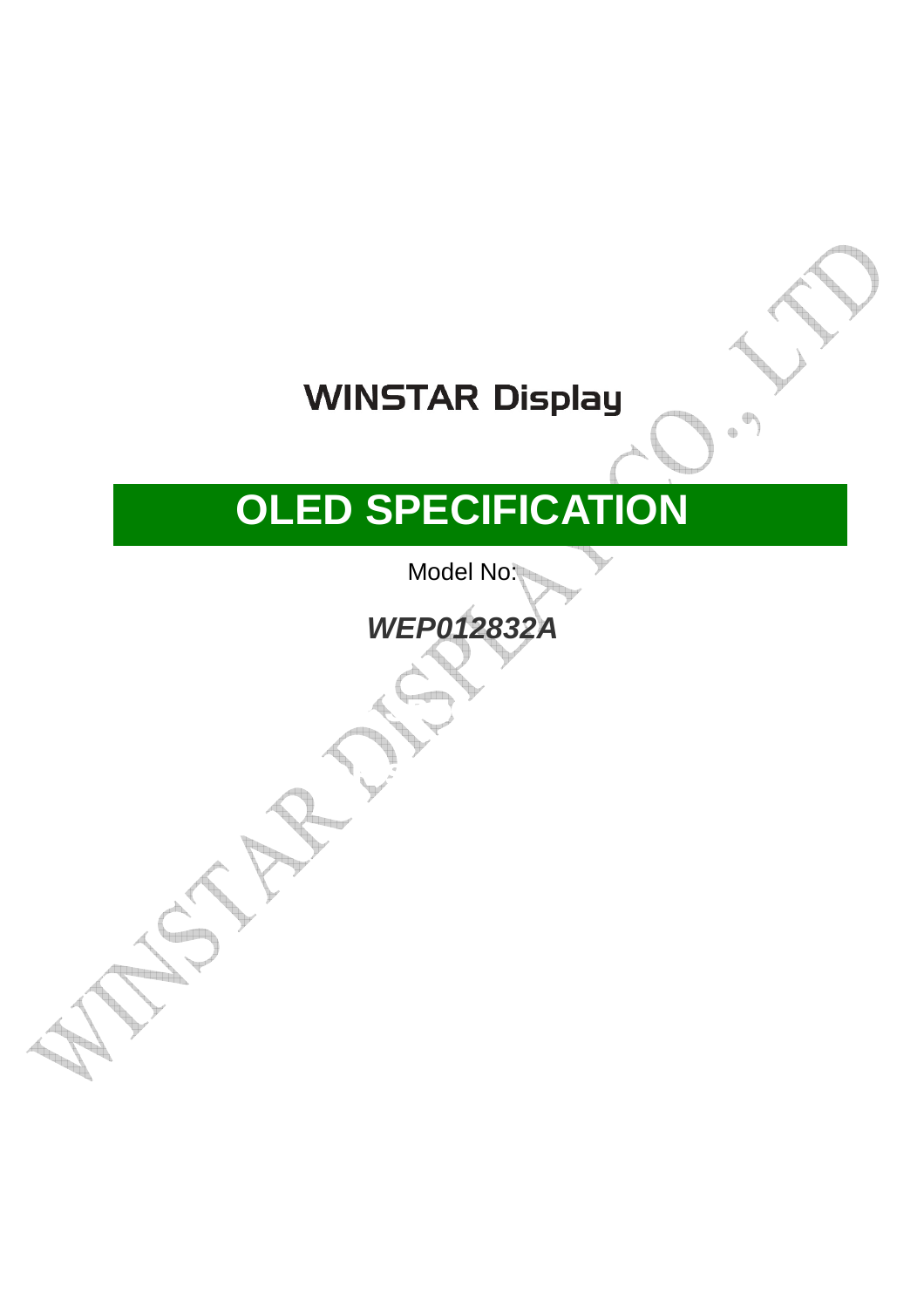**WINSTAR Display**

# OLED SPECIFICATION

Model No:

***WEP012832A***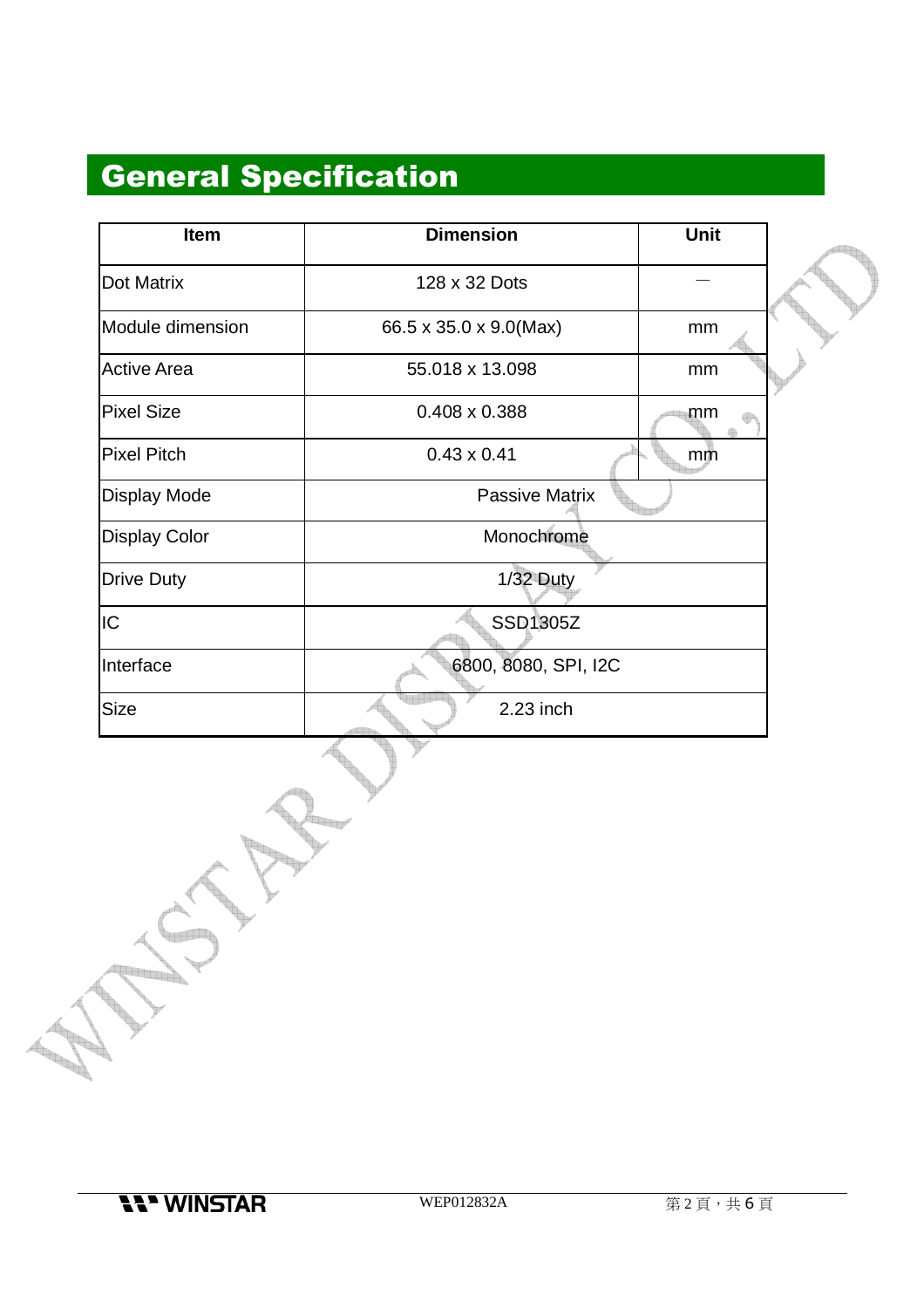# General Specification

| Item | Dimension | Unit |
|---|---|---|
| Dot Matrix | 128 x 32 Dots | — |
| Module dimension | 66.5 x 35.0 x 9.0(Max) | mm |
| Active Area | 55.018 x 13.098 | mm |
| Pixel Size | 0.408 x 0.388 | mm |
| Pixel Pitch | 0.43 x 0.41 | mm |
| Display Mode | Passive Matrix | |
| Display Color | Monochrome | |
| Drive Duty | 1/32 Duty | |
| IC | SSD1305Z | |
| Interface | 6800, 8080, SPI, I2C | |
| Size | 2.23 inch | |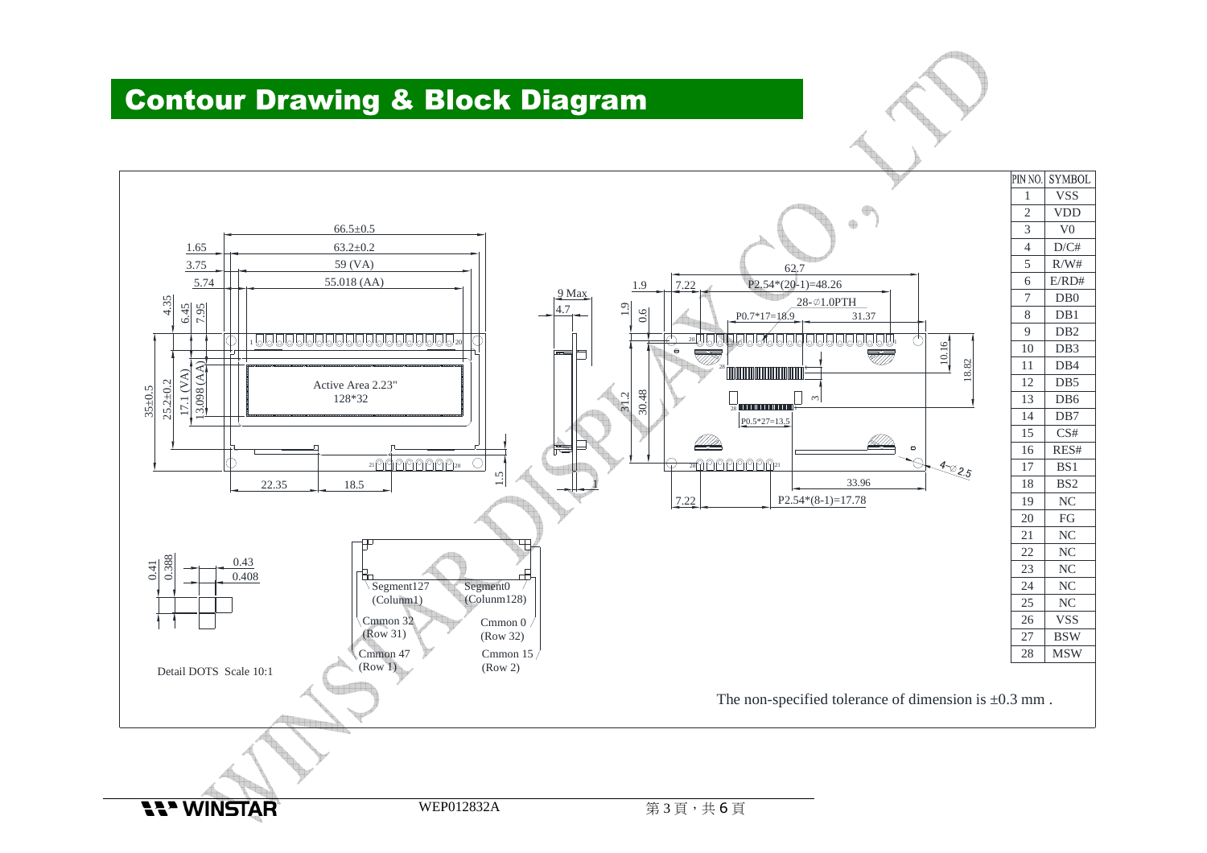# Contour Drawing & Block Diagram

| PIN NO. | SYMBOL |
| --- | --- |
| 1 | VSS |
| 2 | VDD |
| 3 | V0 |
| 4 | D/C# |
| 5 | R/W# |
| 6 | E/RD# |
| 7 | DB0 |
| 8 | DB1 |
| 9 | DB2 |
| 10 | DB3 |
| 11 | DB4 |
| 12 | DB5 |
| 13 | DB6 |
| 14 | DB7 |
| 15 | CS# |
| 16 | RES# |
| 17 | BS1 |
| 18 | BS2 |
| 19 | NC |
| 20 | FG |
| 21 | NC |
| 22 | NC |
| 23 | NC |
| 24 | NC |
| 25 | NC |
| 26 | VSS |
| 27 | BSW |
| 28 | MSW |

The non-specified tolerance of dimension is ±0.3 mm .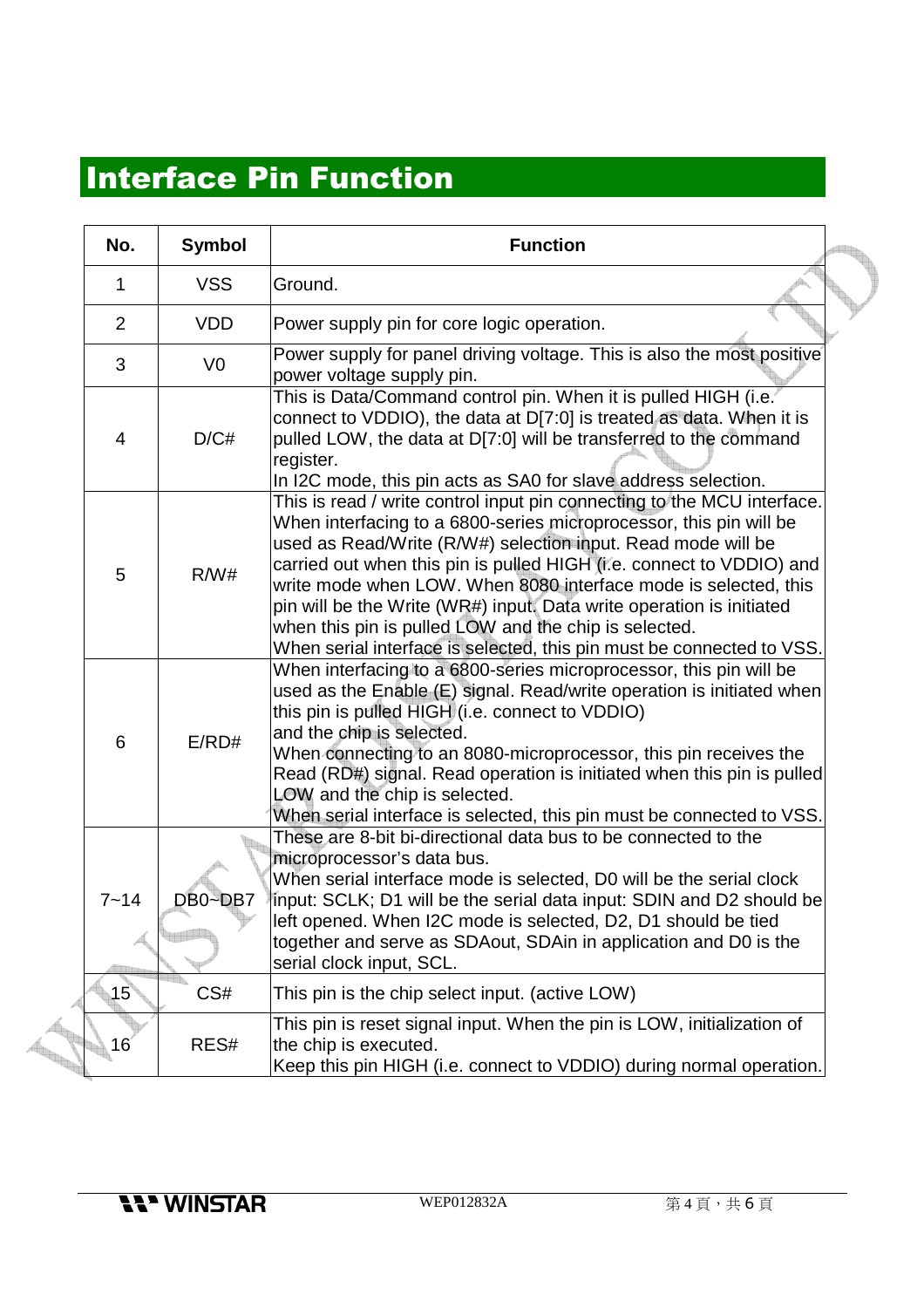# Interface Pin Function

| No. | Symbol | Function |
|---|---|---|
| 1 | VSS | Ground. |
| 2 | VDD | Power supply pin for core logic operation. |
| 3 | V0 | Power supply for panel driving voltage. This is also the most positive power voltage supply pin. |
| 4 | D/C# | This is Data/Command control pin. When it is pulled HIGH (i.e. connect to VDDIO), the data at D[7:0] is treated as data. When it is pulled LOW, the data at D[7:0] will be transferred to the command register.<br>In I2C mode, this pin acts as SA0 for slave address selection. |
| 5 | R/W# | This is read / write control input pin connecting to the MCU interface. When interfacing to a 6800-series microprocessor, this pin will be used as Read/Write (R/W#) selection input. Read mode will be carried out when this pin is pulled HIGH (i.e. connect to VDDIO) and write mode when LOW. When 8080 interface mode is selected, this pin will be the Write (WR#) input. Data write operation is initiated when this pin is pulled LOW and the chip is selected.<br>When serial interface is selected, this pin must be connected to VSS. |
| 6 | E/RD# | When interfacing to a 6800-series microprocessor, this pin will be used as the Enable (E) signal. Read/write operation is initiated when this pin is pulled HIGH (i.e. connect to VDDIO) and the chip is selected.<br>When connecting to an 8080-microprocessor, this pin receives the Read (RD#) signal. Read operation is initiated when this pin is pulled LOW and the chip is selected.<br>When serial interface is selected, this pin must be connected to VSS. |
| 7~14 | DB0~DB7 | These are 8-bit bi-directional data bus to be connected to the microprocessor's data bus.<br>When serial interface mode is selected, D0 will be the serial clock input: SCLK; D1 will be the serial data input: SDIN and D2 should be left opened. When I2C mode is selected, D2, D1 should be tied together and serve as SDAout, SDAin in application and D0 is the serial clock input, SCL. |
| 15 | CS# | This pin is the chip select input. (active LOW) |
| 16 | RES# | This pin is reset signal input. When the pin is LOW, initialization of the chip is executed.<br>Keep this pin HIGH (i.e. connect to VDDIO) during normal operation. |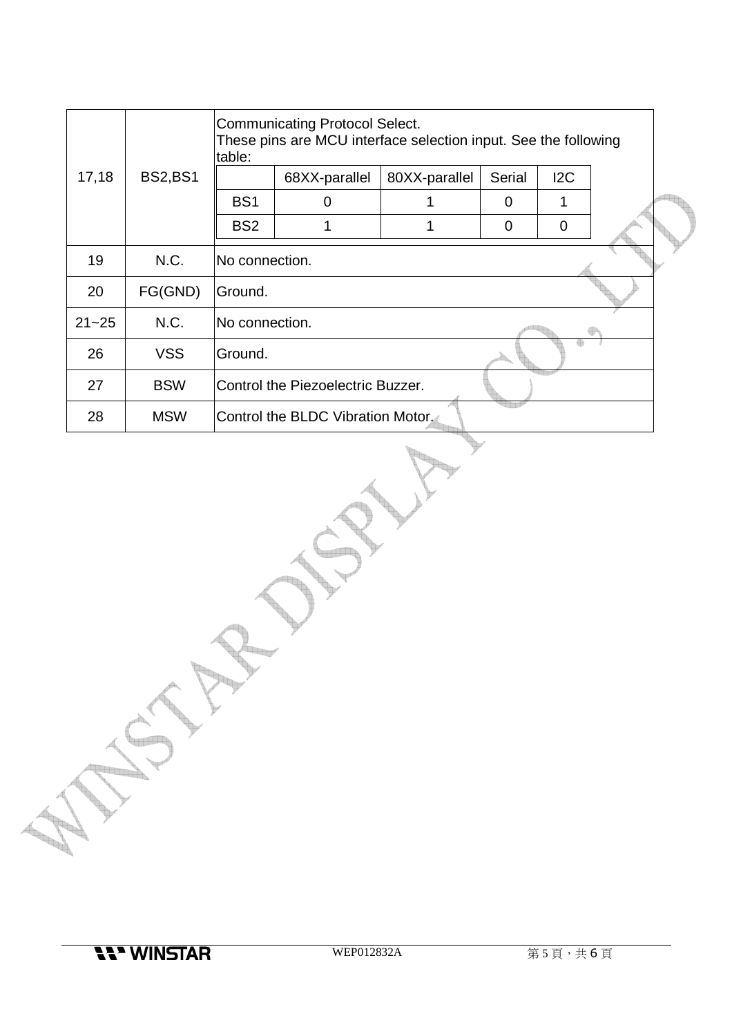| | | |
|---|---|---|
| 17,18 | BS2,BS1 | Communicating Protocol Select.<br>These pins are MCU interface selection input. See the following table:<br><br>\| \| 68XX-parallel \| 80XX-parallel \| Serial \| I2C \|<br>\| BS1 \| 0 \| 1 \| 0 \| 1 \|<br>\| BS2 \| 1 \| 1 \| 0 \| 0 \| |
| 19 | N.C. | No connection. |
| 20 | FG(GND) | Ground. |
| 21~25 | N.C. | No connection. |
| 26 | VSS | Ground. |
| 27 | BSW | Control the Piezoelectric Buzzer. |
| 28 | MSW | Control the BLDC Vibration Motor. |

| | 68XX-parallel | 80XX-parallel | Serial | I2C |
|---|---|---|---|---|
| BS1 | 0 | 1 | 0 | 1 |
| BS2 | 1 | 1 | 0 | 0 |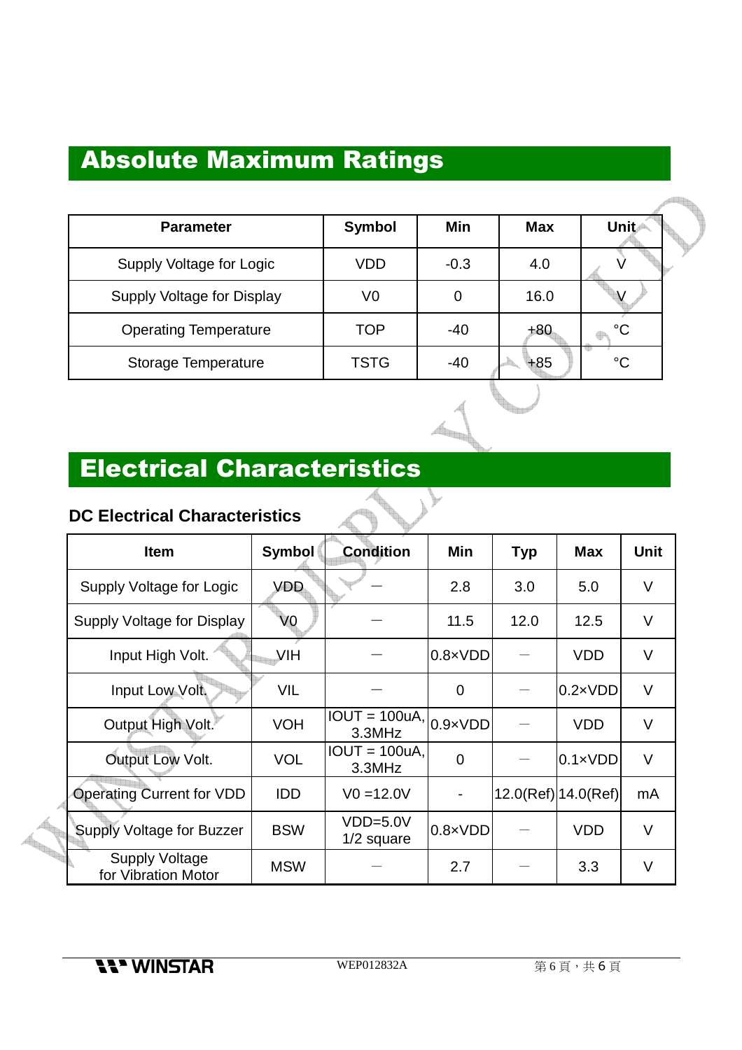# Absolute Maximum Ratings

| Parameter | Symbol | Min | Max | Unit |
|---|---|---|---|---|
| Supply Voltage for Logic | VDD | -0.3 | 4.0 | V |
| Supply Voltage for Display | V0 | 0 | 16.0 | V |
| Operating Temperature | TOP | -40 | +80 | °C |
| Storage Temperature | TSTG | -40 | +85 | °C |

# Electrical Characteristics

## DC Electrical Characteristics

| Item | Symbol | Condition | Min | Typ | Max | Unit |
|---|---|---|---|---|---|---|
| Supply Voltage for Logic | VDD | — | 2.8 | 3.0 | 5.0 | V |
| Supply Voltage for Display | V0 | — | 11.5 | 12.0 | 12.5 | V |
| Input High Volt. | VIH | — | 0.8×VDD | — | VDD | V |
| Input Low Volt. | VIL | — | 0 | — | 0.2×VDD | V |
| Output High Volt. | VOH | IOUT = 100uA, 3.3MHz | 0.9×VDD | — | VDD | V |
| Output Low Volt. | VOL | IOUT = 100uA, 3.3MHz | 0 | — | 0.1×VDD | V |
| Operating Current for VDD | IDD | V0 =12.0V | - | 12.0(Ref) | 14.0(Ref) | mA |
| Supply Voltage for Buzzer | BSW | VDD=5.0V 1/2 square | 0.8×VDD | — | VDD | V |
| Supply Voltage for Vibration Motor | MSW | — | 2.7 | — | 3.3 | V |